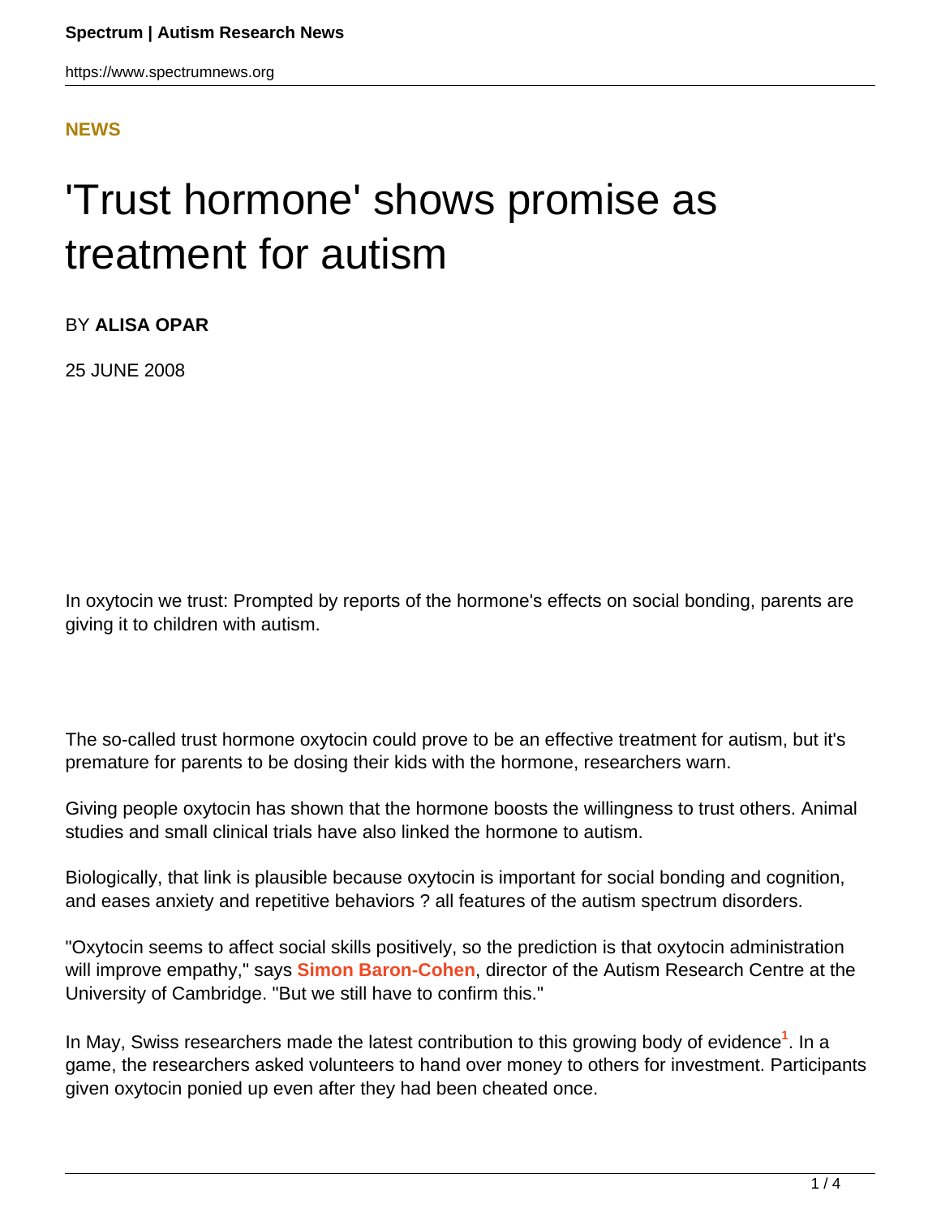**NEWS**

# 'Trust hormone' shows promise as treatment for autism

BY **ALISA OPAR**

25 JUNE 2008

In oxytocin we trust: Prompted by reports of the hormone's effects on social bonding, parents are giving it to children with autism.

The so-called trust hormone oxytocin could prove to be an effective treatment for autism, but it's premature for parents to be dosing their kids with the hormone, researchers warn.

Giving people oxytocin has shown that the hormone boosts the willingness to trust others. Animal studies and small clinical trials have also linked the hormone to autism.

Biologically, that link is plausible because oxytocin is important for social bonding and cognition, and eases anxiety and repetitive behaviors ? all features of the autism spectrum disorders.

"Oxytocin seems to affect social skills positively, so the prediction is that oxytocin administration will improve empathy," says **Simon Baron-Cohen**, director of the Autism Research Centre at the University of Cambridge. "But we still have to confirm this."

In May, Swiss researchers made the latest contribution to this growing body of evidence[1]. In a game, the researchers asked volunteers to hand over money to others for investment. Participants given oxytocin ponied up even after they had been cheated once.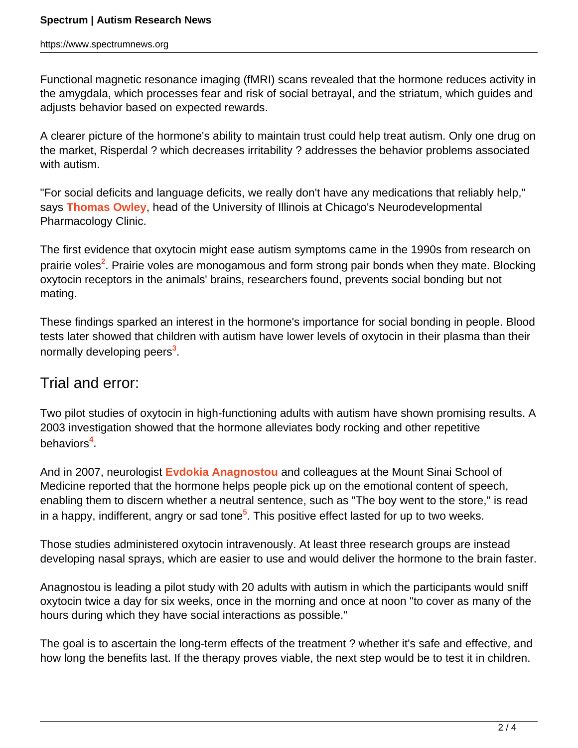Functional magnetic resonance imaging (fMRI) scans revealed that the hormone reduces activity in the amygdala, which processes fear and risk of social betrayal, and the striatum, which guides and adjusts behavior based on expected rewards.

A clearer picture of the hormone's ability to maintain trust could help treat autism. Only one drug on the market, Risperdal ? which decreases irritability ? addresses the behavior problems associated with autism.

"For social deficits and language deficits, we really don't have any medications that reliably help," says **Thomas Owley**, head of the University of Illinois at Chicago's Neurodevelopmental Pharmacology Clinic.

The first evidence that oxytocin might ease autism symptoms came in the 1990s from research on prairie voles[2]. Prairie voles are monogamous and form strong pair bonds when they mate. Blocking oxytocin receptors in the animals' brains, researchers found, prevents social bonding but not mating.

These findings sparked an interest in the hormone's importance for social bonding in people. Blood tests later showed that children with autism have lower levels of oxytocin in their plasma than their normally developing peers[3].

## Trial and error:

Two pilot studies of oxytocin in high-functioning adults with autism have shown promising results. A 2003 investigation showed that the hormone alleviates body rocking and other repetitive behaviors[4].

And in 2007, neurologist **Evdokia Anagnostou** and colleagues at the Mount Sinai School of Medicine reported that the hormone helps people pick up on the emotional content of speech, enabling them to discern whether a neutral sentence, such as "The boy went to the store," is read in a happy, indifferent, angry or sad tone[5]. This positive effect lasted for up to two weeks.

Those studies administered oxytocin intravenously. At least three research groups are instead developing nasal sprays, which are easier to use and would deliver the hormone to the brain faster.

Anagnostou is leading a pilot study with 20 adults with autism in which the participants would sniff oxytocin twice a day for six weeks, once in the morning and once at noon "to cover as many of the hours during which they have social interactions as possible."

The goal is to ascertain the long-term effects of the treatment ? whether it's safe and effective, and how long the benefits last. If the therapy proves viable, the next step would be to test it in children.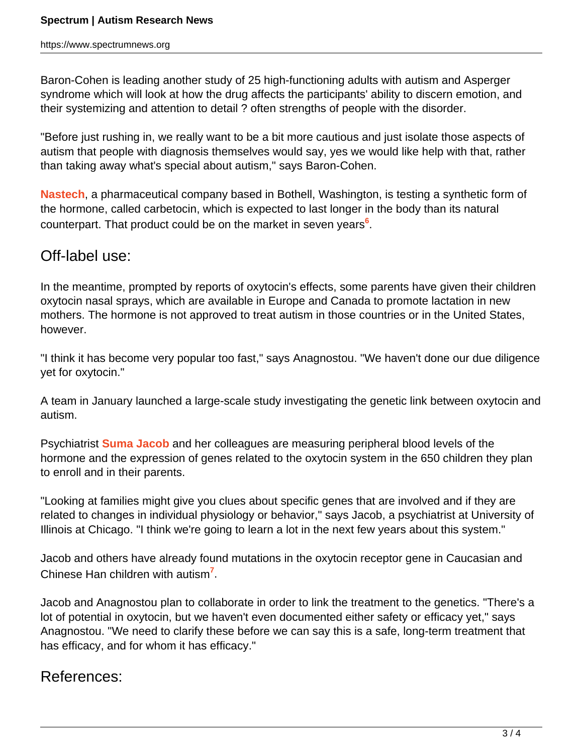Baron-Cohen is leading another study of 25 high-functioning adults with autism and Asperger syndrome which will look at how the drug affects the participants' ability to discern emotion, and their systemizing and attention to detail ? often strengths of people with the disorder.

"Before just rushing in, we really want to be a bit more cautious and just isolate those aspects of autism that people with diagnosis themselves would say, yes we would like help with that, rather than taking away what's special about autism," says Baron-Cohen.

**Nastech**, a pharmaceutical company based in Bothell, Washington, is testing a synthetic form of the hormone, called carbetocin, which is expected to last longer in the body than its natural counterpart. That product could be on the market in seven years[6].

## Off-label use:

In the meantime, prompted by reports of oxytocin's effects, some parents have given their children oxytocin nasal sprays, which are available in Europe and Canada to promote lactation in new mothers. The hormone is not approved to treat autism in those countries or in the United States, however.

"I think it has become very popular too fast," says Anagnostou. "We haven't done our due diligence yet for oxytocin."

A team in January launched a large-scale study investigating the genetic link between oxytocin and autism.

Psychiatrist **Suma Jacob** and her colleagues are measuring peripheral blood levels of the hormone and the expression of genes related to the oxytocin system in the 650 children they plan to enroll and in their parents.

"Looking at families might give you clues about specific genes that are involved and if they are related to changes in individual physiology or behavior," says Jacob, a psychiatrist at University of Illinois at Chicago. "I think we're going to learn a lot in the next few years about this system."

Jacob and others have already found mutations in the oxytocin receptor gene in Caucasian and Chinese Han children with autism[7].

Jacob and Anagnostou plan to collaborate in order to link the treatment to the genetics. "There's a lot of potential in oxytocin, but we haven't even documented either safety or efficacy yet," says Anagnostou. "We need to clarify these before we can say this is a safe, long-term treatment that has efficacy, and for whom it has efficacy."

## References: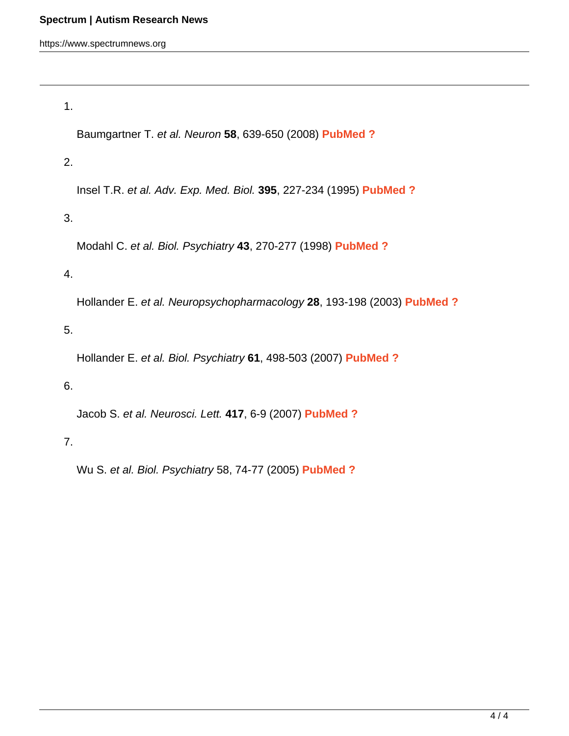1. Baumgartner T. *et al. Neuron* **58**, 639-650 (2008) **PubMed ?**

2. Insel T.R. *et al. Adv. Exp. Med. Biol.* **395**, 227-234 (1995) **PubMed ?**

3. Modahl C. *et al. Biol. Psychiatry* **43**, 270-277 (1998) **PubMed ?**

4. Hollander E. *et al. Neuropsychopharmacology* **28**, 193-198 (2003) **PubMed ?**

5. Hollander E. *et al. Biol. Psychiatry* **61**, 498-503 (2007) **PubMed ?**

6. Jacob S. *et al. Neurosci. Lett.* **417**, 6-9 (2007) **PubMed ?**

7. Wu S. *et al. Biol. Psychiatry* 58, 74-77 (2005) **PubMed ?**